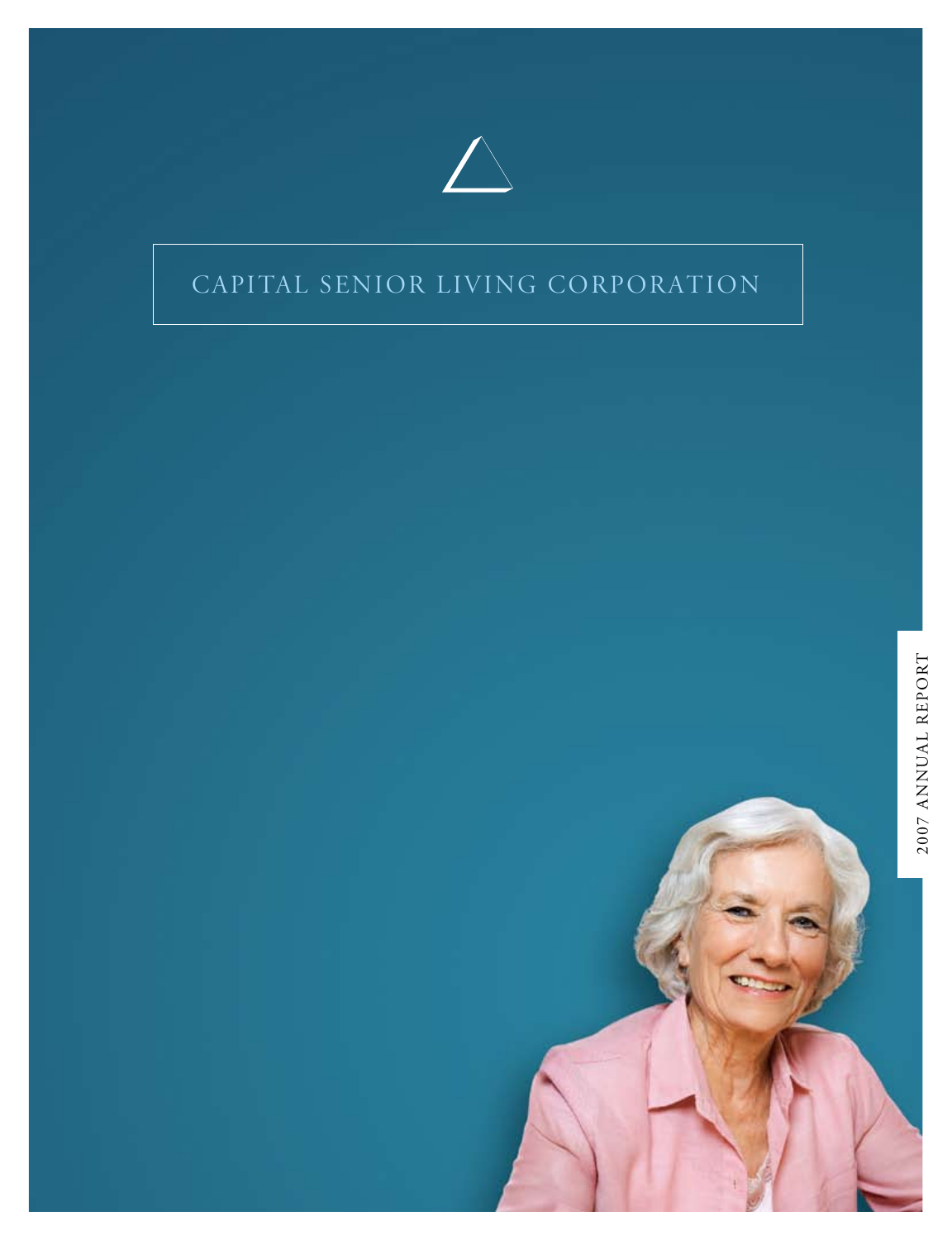# CAPITAL SENIOR LIVING CORPORATION

2007 ANNUAL REPORT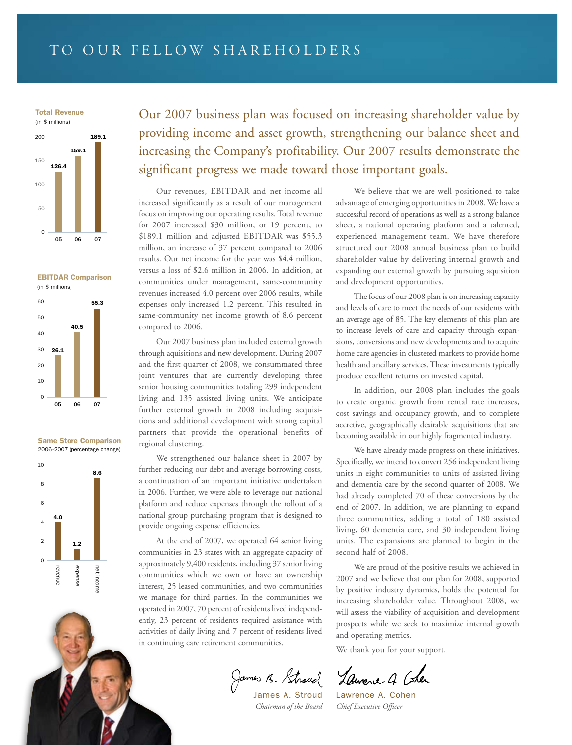# TO OUR FELLOW SHAREHOLDERS

**Total Revenue**
(in $ millions)

200
150
100
50
0
126.4
159.1
189.1
05 06 07

**EBITDAR Comparison**
(in $ millions)

60
50
40
30
20
10
0
26.1
40.5
55.3
05 06 07

**Same Store Comparison**
2006-2007 (percentage change)

10
8
6
4
2
0
4.0
1.2
8.6
revenue expense net income

## Our 2007 business plan was focused on increasing shareholder value by providing income and asset growth, strengthening our balance sheet and increasing the Company's profitability. Our 2007 results demonstrate the significant progress we made toward those important goals.

Our revenues, EBITDAR and net income all increased significantly as a result of our management focus on improving our operating results. Total revenue for 2007 increased $30 million, or 19 percent, to $189.1 million and adjusted EBITDAR was $55.3 million, an increase of 37 percent compared to 2006 results. Our net income for the year was $4.4 million, versus a loss of $2.6 million in 2006. In addition, at communities under management, same-community revenues increased 4.0 percent over 2006 results, while expenses only increased 1.2 percent. This resulted in same-community net income growth of 8.6 percent compared to 2006.

Our 2007 business plan included external growth through aquisitions and new development. During 2007 and the first quarter of 2008, we consummated three joint ventures that are currently developing three senior housing communities totaling 299 independent living and 135 assisted living units. We anticipate further external growth in 2008 including acquisitions and additional development with strong capital partners that provide the operational benefits of regional clustering.

We strengthened our balance sheet in 2007 by further reducing our debt and average borrowing costs, a continuation of an important initiative undertaken in 2006. Further, we were able to leverage our national platform and reduce expenses through the rollout of a national group purchasing program that is designed to provide ongoing expense efficiencies.

At the end of 2007, we operated 64 senior living communities in 23 states with an aggregate capacity of approximately 9,400 residents, including 37 senior living communities which we own or have an ownership interest, 25 leased communities, and two communities we manage for third parties. In the communities we operated in 2007, 70 percent of residents lived independently, 23 percent of residents required assistance with activities of daily living and 7 percent of residents lived in continuing care retirement communities.

We believe that we are well positioned to take advantage of emerging opportunities in 2008. We have a successful record of operations as well as a strong balance sheet, a national operating platform and a talented, experienced management team. We have therefore structured our 2008 annual business plan to build shareholder value by delivering internal growth and expanding our external growth by pursuing aquisition and development opportunities.

The focus of our 2008 plan is on increasing capacity and levels of care to meet the needs of our residents with an average age of 85. The key elements of this plan are to increase levels of care and capacity through expansions, conversions and new developments and to acquire home care agencies in clustered markets to provide home health and ancillary services. These investments typically produce excellent returns on invested capital.

In addition, our 2008 plan includes the goals to create organic growth from rental rate increases, cost savings and occupancy growth, and to complete accretive, geographically desirable acquisitions that are becoming available in our highly fragmented industry.

We have already made progress on these initiatives. Specifically, we intend to convert 256 independent living units in eight communities to units of assisted living and dementia care by the second quarter of 2008. We had already completed 70 of these conversions by the end of 2007. In addition, we are planning to expand three communities, adding a total of 180 assisted living, 60 dementia care, and 30 independent living units. The expansions are planned to begin in the second half of 2008.

We are proud of the positive results we achieved in 2007 and we believe that our plan for 2008, supported by positive industry dynamics, holds the potential for increasing shareholder value. Throughout 2008, we will assess the viability of acquisition and development prospects while we seek to maximize internal growth and operating metrics.

We thank you for your support.

James A. Stroud
*Chairman of the Board*

Lawrence A. Cohen
*Chief Executive Officer*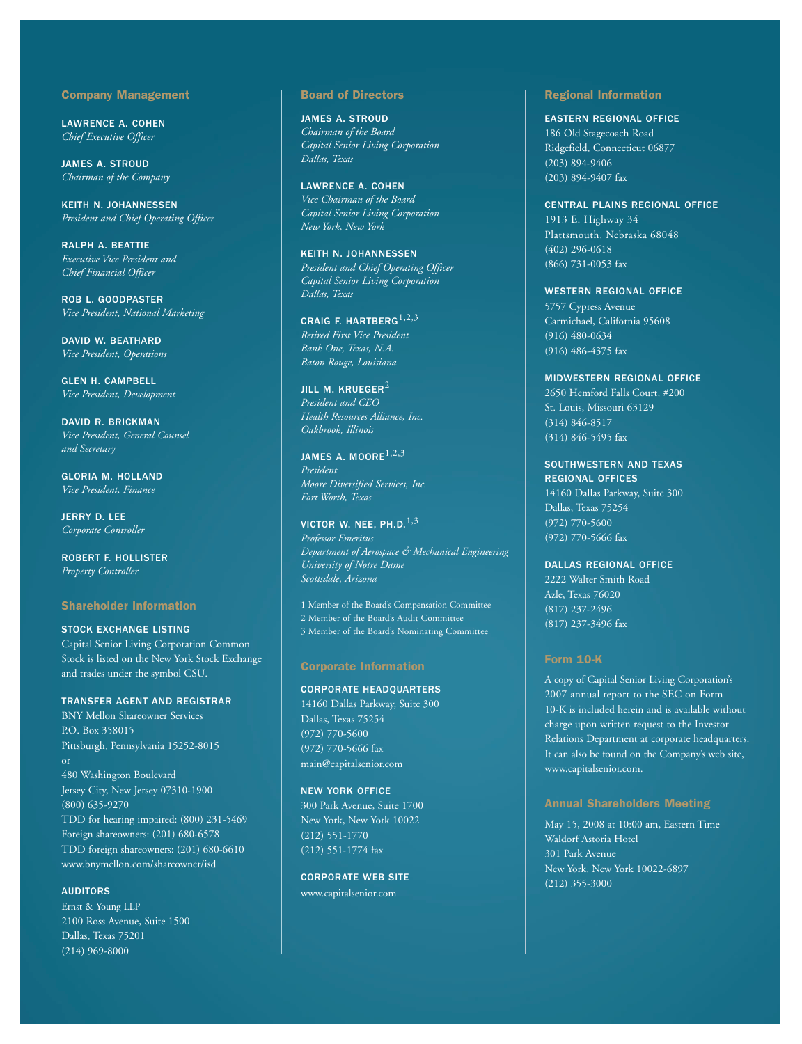## Company Management

**LAWRENCE A. COHEN**
*Chief Executive Officer*

**JAMES A. STROUD**
*Chairman of the Company*

**KEITH N. JOHANNESSEN**
*President and Chief Operating Officer*

**RALPH A. BEATTIE**
*Executive Vice President and Chief Financial Officer*

**ROB L. GOODPASTER**
*Vice President, National Marketing*

**DAVID W. BEATHARD**
*Vice President, Operations*

**GLEN H. CAMPBELL**
*Vice President, Development*

**DAVID R. BRICKMAN**
*Vice President, General Counsel and Secretary*

**GLORIA M. HOLLAND**
*Vice President, Finance*

**JERRY D. LEE**
*Corporate Controller*

**ROBERT F. HOLLISTER**
*Property Controller*

## Shareholder Information

**STOCK EXCHANGE LISTING**
Capital Senior Living Corporation Common Stock is listed on the New York Stock Exchange and trades under the symbol CSU.

**TRANSFER AGENT AND REGISTRAR**
BNY Mellon Shareowner Services
P.O. Box 358015
Pittsburgh, Pennsylvania 15252-8015
or
480 Washington Boulevard
Jersey City, New Jersey 07310-1900
(800) 635-9270
TDD for hearing impaired: (800) 231-5469
Foreign shareowners: (201) 680-6578
TDD foreign shareowners: (201) 680-6610
www.bnymellon.com/shareowner/isd

**AUDITORS**
Ernst & Young LLP
2100 Ross Avenue, Suite 1500
Dallas, Texas 75201
(214) 969-8000

## Board of Directors

**JAMES A. STROUD**
*Chairman of the Board*
*Capital Senior Living Corporation*
*Dallas, Texas*

**LAWRENCE A. COHEN**
*Vice Chairman of the Board*
*Capital Senior Living Corporation*
*New York, New York*

**KEITH N. JOHANNESSEN**
*President and Chief Operating Officer*
*Capital Senior Living Corporation*
*Dallas, Texas*

**CRAIG F. HARTBERG**[1,2,3]
*Retired First Vice President*
*Bank One, Texas, N.A.*
*Baton Rouge, Louisiana*

**JILL M. KRUEGER**[2]
*President and CEO*
*Health Resources Alliance, Inc.*
*Oakbrook, Illinois*

**JAMES A. MOORE**[1,2,3]
*President*
*Moore Diversified Services, Inc.*
*Fort Worth, Texas*

**VICTOR W. NEE, PH.D.**[1,3]
*Professor Emeritus*
*Department of Aerospace & Mechanical Engineering*
*University of Notre Dame*
*Scottsdale, Arizona*

1 Member of the Board's Compensation Committee
2 Member of the Board's Audit Committee
3 Member of the Board's Nominating Committee

## Corporate Information

**CORPORATE HEADQUARTERS**
14160 Dallas Parkway, Suite 300
Dallas, Texas 75254
(972) 770-5600
(972) 770-5666 fax
main@capitalsenior.com

**NEW YORK OFFICE**
300 Park Avenue, Suite 1700
New York, New York 10022
(212) 551-1770
(212) 551-1774 fax

**CORPORATE WEB SITE**
www.capitalsenior.com

## Regional Information

**EASTERN REGIONAL OFFICE**
186 Old Stagecoach Road
Ridgefield, Connecticut 06877
(203) 894-9406
(203) 894-9407 fax

**CENTRAL PLAINS REGIONAL OFFICE**
1913 E. Highway 34
Plattsmouth, Nebraska 68048
(402) 296-0618
(866) 731-0053 fax

**WESTERN REGIONAL OFFICE**
5757 Cypress Avenue
Carmichael, California 95608
(916) 480-0634
(916) 486-4375 fax

**MIDWESTERN REGIONAL OFFICE**
2650 Hemford Falls Court, #200
St. Louis, Missouri 63129
(314) 846-8517
(314) 846-5495 fax

**SOUTHWESTERN AND TEXAS REGIONAL OFFICES**
14160 Dallas Parkway, Suite 300
Dallas, Texas 75254
(972) 770-5600
(972) 770-5666 fax

**DALLAS REGIONAL OFFICE**
2222 Walter Smith Road
Azle, Texas 76020
(817) 237-2496
(817) 237-3496 fax

## Form 10-K

A copy of Capital Senior Living Corporation's 2007 annual report to the SEC on Form 10-K is included herein and is available without charge upon written request to the Investor Relations Department at corporate headquarters. It can also be found on the Company's web site, www.capitalsenior.com.

## Annual Shareholders Meeting

May 15, 2008 at 10:00 am, Eastern Time
Waldorf Astoria Hotel
301 Park Avenue
New York, New York 10022-6897
(212) 355-3000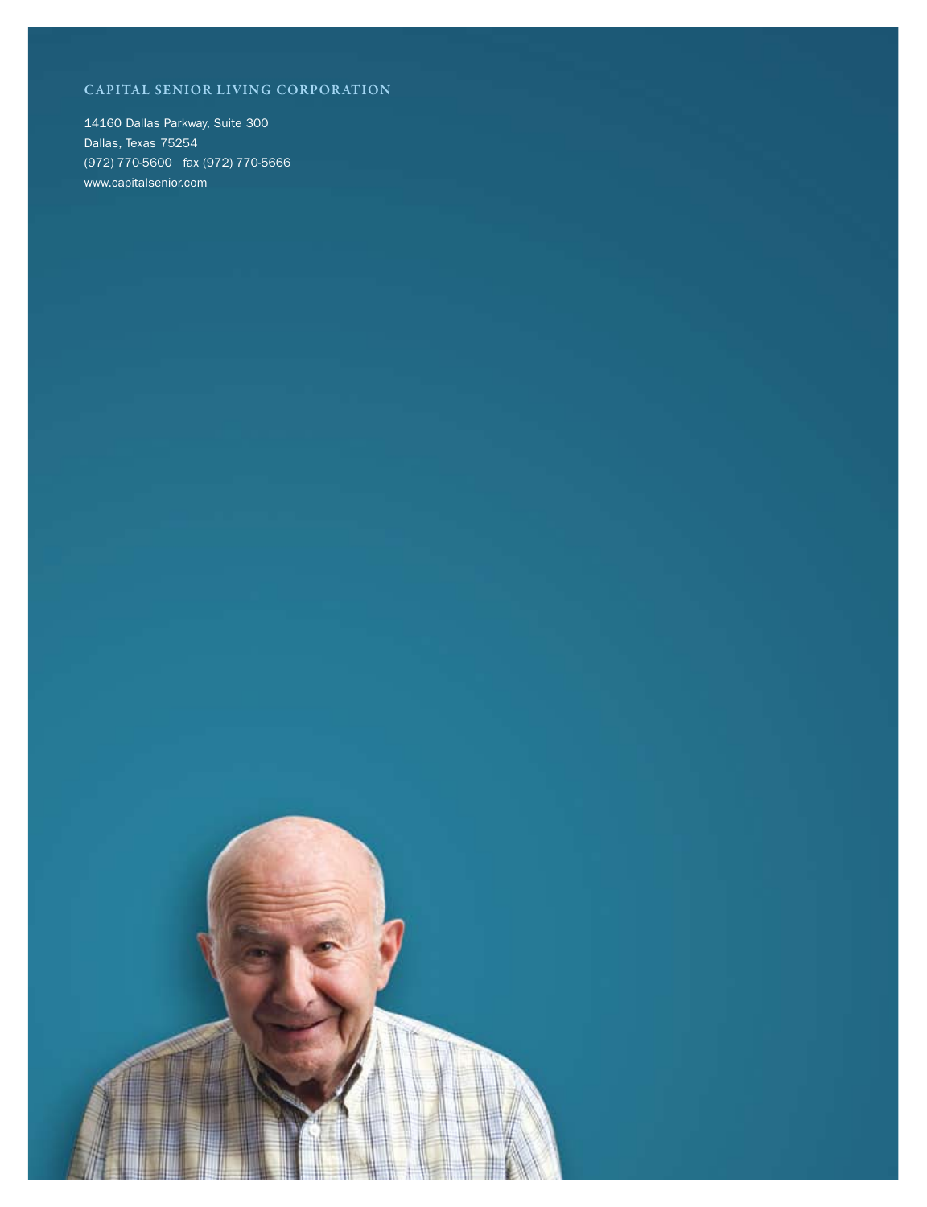CAPITAL SENIOR LIVING CORPORATION

14160 Dallas Parkway, Suite 300
Dallas, Texas 75254
(972) 770-5600 fax (972) 770-5666
www.capitalsenior.com